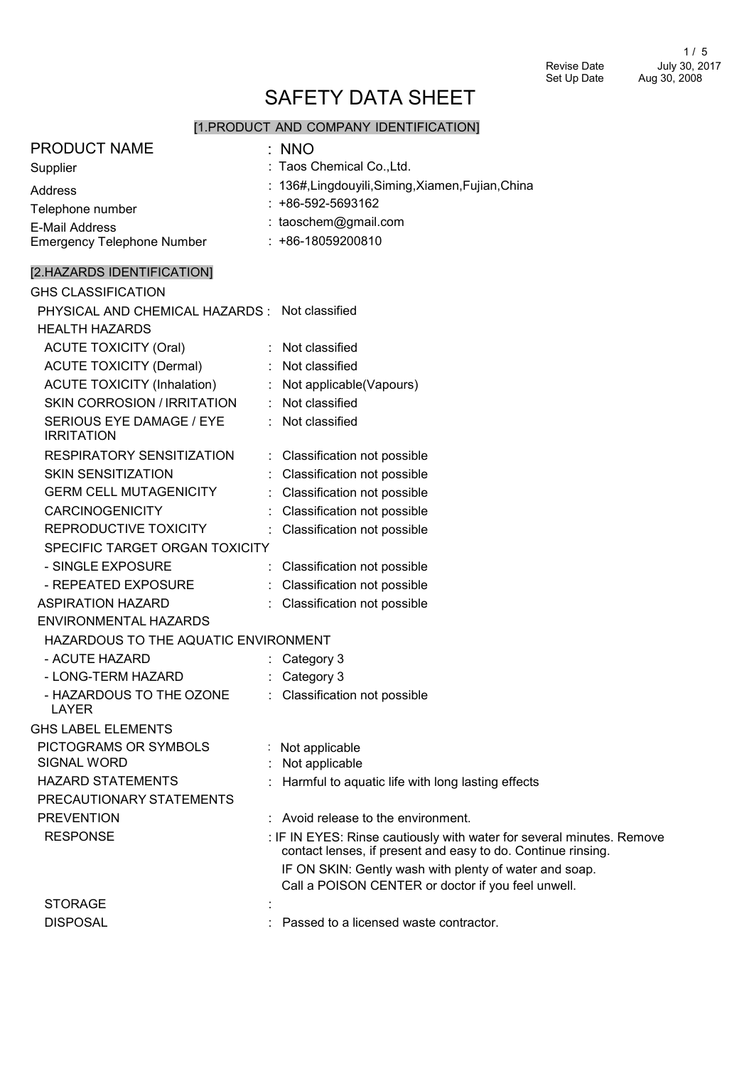Revise Date July 30, 2017
Set Up Date Aug 30, 2008

# SAFETY DATA SHEET

## [1.PRODUCT AND COMPANY IDENTIFICATION]

| | |
|---|---|
| PRODUCT NAME | : NNO |
| Supplier | : Taos Chemical Co.,Ltd. |
| Address | : 136#,Lingdouyili,Siming,Xiamen,Fujian,China |
| Telephone number | : +86-592-5693162 |
| E-Mail Address | : taoschem@gmail.com |
| Emergency Telephone Number | : +86-18059200810 |

## [2.HAZARDS IDENTIFICATION]

GHS CLASSIFICATION

| | |
|---|---|
| PHYSICAL AND CHEMICAL HAZARDS | : Not classified |
| HEALTH HAZARDS | |
| ACUTE TOXICITY (Oral) | : Not classified |
| ACUTE TOXICITY (Dermal) | : Not classified |
| ACUTE TOXICITY (Inhalation) | : Not applicable(Vapours) |
| SKIN CORROSION / IRRITATION | : Not classified |
| SERIOUS EYE DAMAGE / EYE IRRITATION | : Not classified |
| RESPIRATORY SENSITIZATION | : Classification not possible |
| SKIN SENSITIZATION | : Classification not possible |
| GERM CELL MUTAGENICITY | : Classification not possible |
| CARCINOGENICITY | : Classification not possible |
| REPRODUCTIVE TOXICITY | : Classification not possible |
| SPECIFIC TARGET ORGAN TOXICITY | |
| - SINGLE EXPOSURE | : Classification not possible |
| - REPEATED EXPOSURE | : Classification not possible |
| ASPIRATION HAZARD | : Classification not possible |
| ENVIRONMENTAL HAZARDS | |
| HAZARDOUS TO THE AQUATIC ENVIRONMENT | |
| - ACUTE HAZARD | : Category 3 |
| - LONG-TERM HAZARD | : Category 3 |
| - HAZARDOUS TO THE OZONE LAYER | : Classification not possible |

GHS LABEL ELEMENTS

| | |
|---|---|
| PICTOGRAMS OR SYMBOLS | : Not applicable |
| SIGNAL WORD | : Not applicable |
| HAZARD STATEMENTS | : Harmful to aquatic life with long lasting effects |
| PRECAUTIONARY STATEMENTS | |
| PREVENTION | : Avoid release to the environment. |
| RESPONSE | : IF IN EYES: Rinse cautiously with water for several minutes. Remove contact lenses, if present and easy to do. Continue rinsing.<br>IF ON SKIN: Gently wash with plenty of water and soap.<br>Call a POISON CENTER or doctor if you feel unwell. |
| STORAGE | : |
| DISPOSAL | : Passed to a licensed waste contractor. |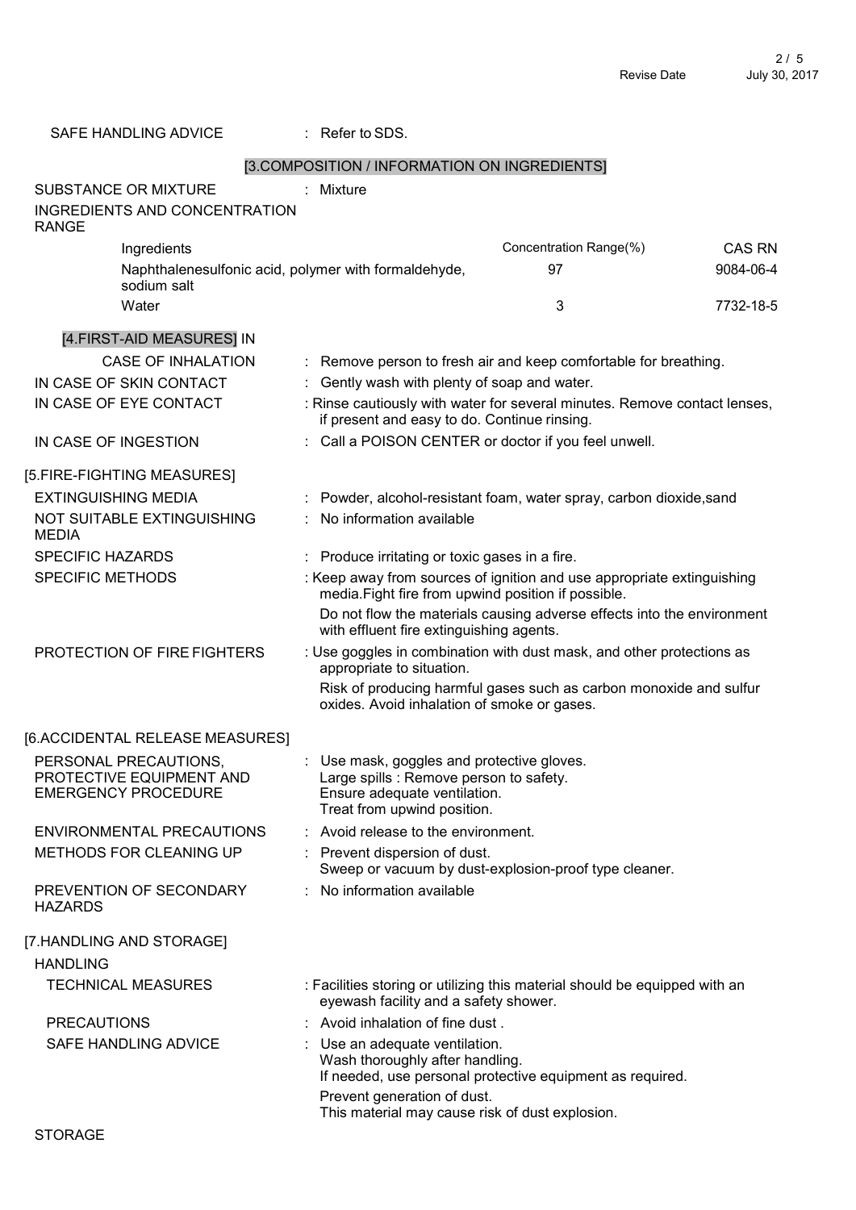SAFE HANDLING ADVICE : Refer to SDS.

## [3.COMPOSITION / INFORMATION ON INGREDIENTS]

SUBSTANCE OR MIXTURE : Mixture

INGREDIENTS AND CONCENTRATION RANGE

| Ingredients | Concentration Range(%) | CAS RN |
|---|---|---|
| Naphthalenesulfonic acid, polymer with formaldehyde, sodium salt | 97 | 9084-06-4 |
| Water | 3 | 7732-18-5 |

## [4.FIRST-AID MEASURES]

IN CASE OF INHALATION : Remove person to fresh air and keep comfortable for breathing.

IN CASE OF SKIN CONTACT : Gently wash with plenty of soap and water.

IN CASE OF EYE CONTACT : Rinse cautiously with water for several minutes. Remove contact lenses, if present and easy to do. Continue rinsing.

IN CASE OF INGESTION : Call a POISON CENTER or doctor if you feel unwell.

## [5.FIRE-FIGHTING MEASURES]

EXTINGUISHING MEDIA : Powder, alcohol-resistant foam, water spray, carbon dioxide,sand

NOT SUITABLE EXTINGUISHING MEDIA : No information available

SPECIFIC HAZARDS : Produce irritating or toxic gases in a fire.

SPECIFIC METHODS : Keep away from sources of ignition and use appropriate extinguishing media.Fight fire from upwind position if possible.
Do not flow the materials causing adverse effects into the environment with effluent fire extinguishing agents.

PROTECTION OF FIRE FIGHTERS : Use goggles in combination with dust mask, and other protections as appropriate to situation.
Risk of producing harmful gases such as carbon monoxide and sulfur oxides. Avoid inhalation of smoke or gases.

## [6.ACCIDENTAL RELEASE MEASURES]

PERSONAL PRECAUTIONS, PROTECTIVE EQUIPMENT AND EMERGENCY PROCEDURE : Use mask, goggles and protective gloves.
Large spills : Remove person to safety.
Ensure adequate ventilation.
Treat from upwind position.

ENVIRONMENTAL PRECAUTIONS : Avoid release to the environment.

METHODS FOR CLEANING UP : Prevent dispersion of dust.
Sweep or vacuum by dust-explosion-proof type cleaner.

PREVENTION OF SECONDARY HAZARDS : No information available

## [7.HANDLING AND STORAGE]

HANDLING

TECHNICAL MEASURES : Facilities storing or utilizing this material should be equipped with an eyewash facility and a safety shower.

PRECAUTIONS : Avoid inhalation of fine dust .

SAFE HANDLING ADVICE : Use an adequate ventilation.
Wash thoroughly after handling.
If needed, use personal protective equipment as required.
Prevent generation of dust.
This material may cause risk of dust explosion.

STORAGE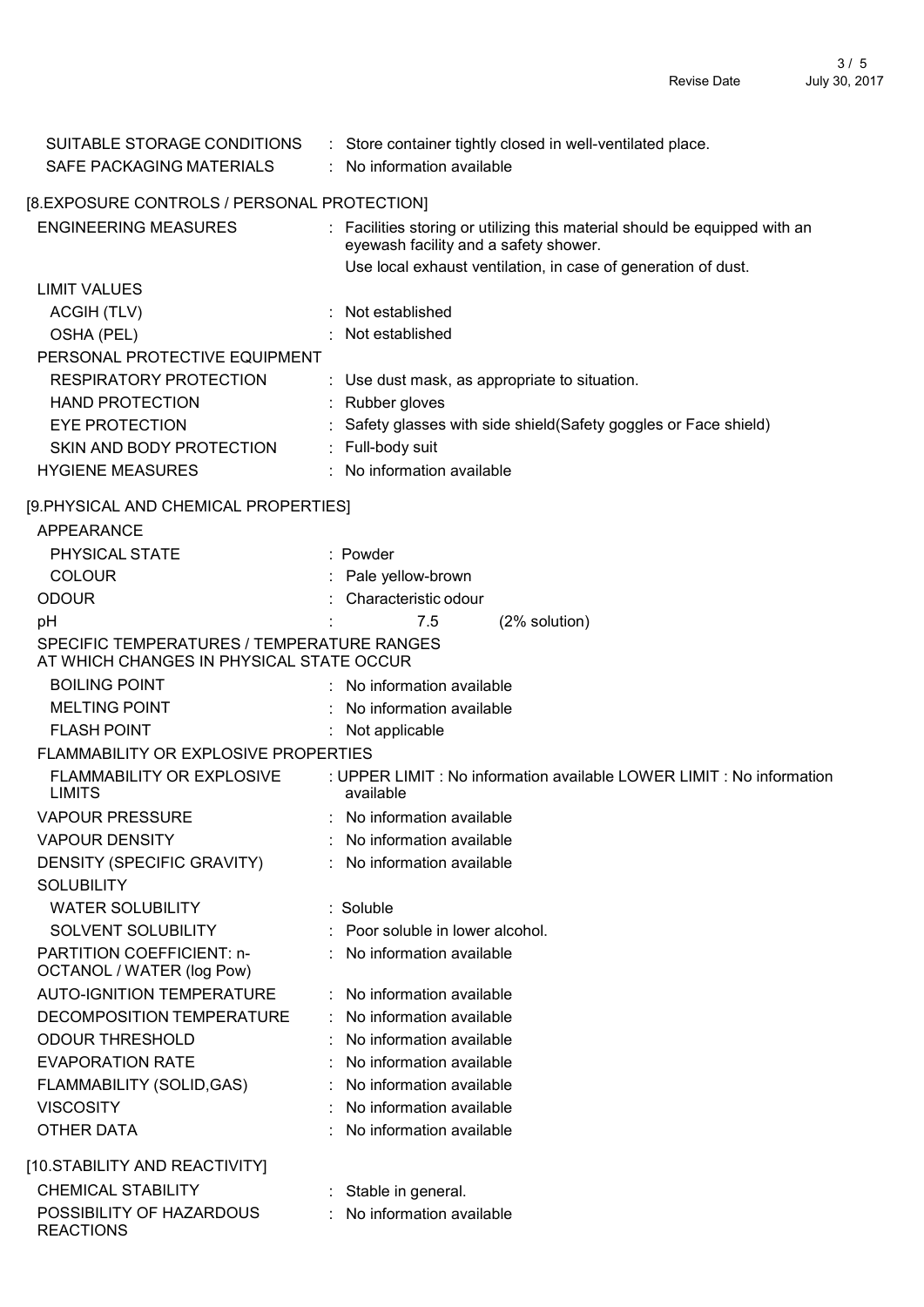| | |
|---|---|
| SUITABLE STORAGE CONDITIONS | : Store container tightly closed in well-ventilated place. |
| SAFE PACKAGING MATERIALS | : No information available |

## [8.EXPOSURE CONTROLS / PERSONAL PROTECTION]

| | |
|---|---|
| ENGINEERING MEASURES | : Facilities storing or utilizing this material should be equipped with an eyewash facility and a safety shower. Use local exhaust ventilation, in case of generation of dust. |
| LIMIT VALUES | |
| ACGIH (TLV) | : Not established |
| OSHA (PEL) | : Not established |
| PERSONAL PROTECTIVE EQUIPMENT | |
| RESPIRATORY PROTECTION | : Use dust mask, as appropriate to situation. |
| HAND PROTECTION | : Rubber gloves |
| EYE PROTECTION | : Safety glasses with side shield(Safety goggles or Face shield) |
| SKIN AND BODY PROTECTION | : Full-body suit |
| HYGIENE MEASURES | : No information available |

## [9.PHYSICAL AND CHEMICAL PROPERTIES]

| | |
|---|---|
| APPEARANCE | |
| PHYSICAL STATE | : Powder |
| COLOUR | : Pale yellow-brown |
| ODOUR | : Characteristic odour |
| pH | : 7.5 (2% solution) |
| SPECIFIC TEMPERATURES / TEMPERATURE RANGES AT WHICH CHANGES IN PHYSICAL STATE OCCUR | |
| BOILING POINT | : No information available |
| MELTING POINT | : No information available |
| FLASH POINT | : Not applicable |
| FLAMMABILITY OR EXPLOSIVE PROPERTIES | |
| FLAMMABILITY OR EXPLOSIVE LIMITS | : UPPER LIMIT : No information available LOWER LIMIT : No information available |
| VAPOUR PRESSURE | : No information available |
| VAPOUR DENSITY | : No information available |
| DENSITY (SPECIFIC GRAVITY) | : No information available |
| SOLUBILITY | |
| WATER SOLUBILITY | : Soluble |
| SOLVENT SOLUBILITY | : Poor soluble in lower alcohol. |
| PARTITION COEFFICIENT: n-OCTANOL / WATER (log Pow) | : No information available |
| AUTO-IGNITION TEMPERATURE | : No information available |
| DECOMPOSITION TEMPERATURE | : No information available |
| ODOUR THRESHOLD | : No information available |
| EVAPORATION RATE | : No information available |
| FLAMMABILITY (SOLID,GAS) | : No information available |
| VISCOSITY | : No information available |
| OTHER DATA | : No information available |

## [10.STABILITY AND REACTIVITY]

| | |
|---|---|
| CHEMICAL STABILITY | : Stable in general. |
| POSSIBILITY OF HAZARDOUS REACTIONS | : No information available |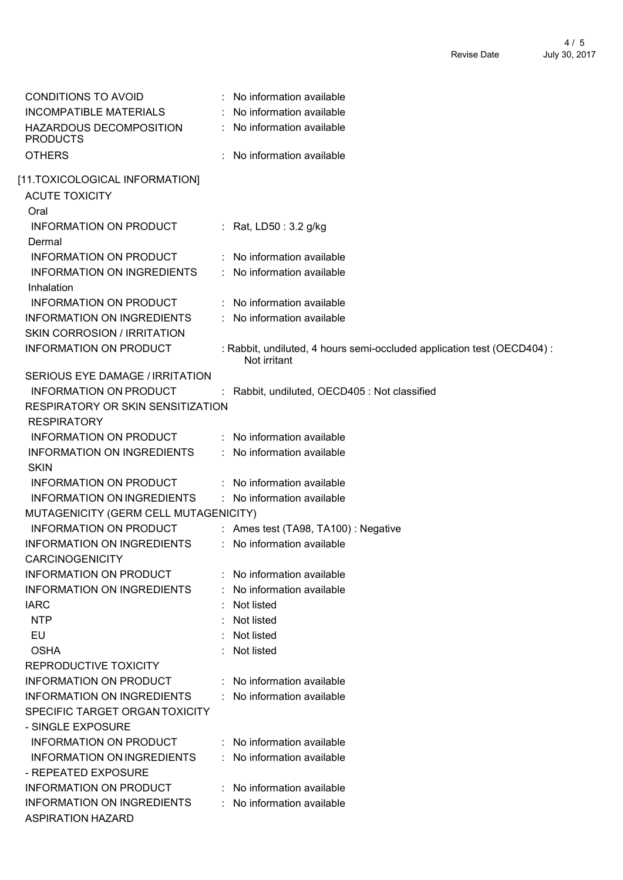| | |
|---|---|
| CONDITIONS TO AVOID | : No information available |
| INCOMPATIBLE MATERIALS | : No information available |
| HAZARDOUS DECOMPOSITION PRODUCTS | : No information available |
| OTHERS | : No information available |

## [11.TOXICOLOGICAL INFORMATION]

**ACUTE TOXICITY**

Oral

| | |
|---|---|
| INFORMATION ON PRODUCT | : Rat, LD50 : 3.2 g/kg |

Dermal

| | |
|---|---|
| INFORMATION ON PRODUCT | : No information available |
| INFORMATION ON INGREDIENTS | : No information available |

Inhalation

| | |
|---|---|
| INFORMATION ON PRODUCT | : No information available |
| INFORMATION ON INGREDIENTS | : No information available |

**SKIN CORROSION / IRRITATION**

| | |
|---|---|
| INFORMATION ON PRODUCT | : Rabbit, undiluted, 4 hours semi-occluded application test (OECD404) : Not irritant |

**SERIOUS EYE DAMAGE / IRRITATION**

| | |
|---|---|
| INFORMATION ON PRODUCT | : Rabbit, undiluted, OECD405 : Not classified |

**RESPIRATORY OR SKIN SENSITIZATION**

RESPIRATORY

| | |
|---|---|
| INFORMATION ON PRODUCT | : No information available |
| INFORMATION ON INGREDIENTS | : No information available |

SKIN

| | |
|---|---|
| INFORMATION ON PRODUCT | : No information available |
| INFORMATION ON INGREDIENTS | : No information available |

**MUTAGENICITY (GERM CELL MUTAGENICITY)**

| | |
|---|---|
| INFORMATION ON PRODUCT | : Ames test (TA98, TA100) : Negative |
| INFORMATION ON INGREDIENTS | : No information available |

**CARCINOGENICITY**

| | |
|---|---|
| INFORMATION ON PRODUCT | : No information available |
| INFORMATION ON INGREDIENTS | : No information available |
| IARC | : Not listed |
| NTP | : Not listed |
| EU | : Not listed |
| OSHA | : Not listed |

**REPRODUCTIVE TOXICITY**

| | |
|---|---|
| INFORMATION ON PRODUCT | : No information available |
| INFORMATION ON INGREDIENTS | : No information available |

**SPECIFIC TARGET ORGAN TOXICITY**

- SINGLE EXPOSURE

| | |
|---|---|
| INFORMATION ON PRODUCT | : No information available |
| INFORMATION ON INGREDIENTS | : No information available |

- REPEATED EXPOSURE

| | |
|---|---|
| INFORMATION ON PRODUCT | : No information available |
| INFORMATION ON INGREDIENTS | : No information available |

**ASPIRATION HAZARD**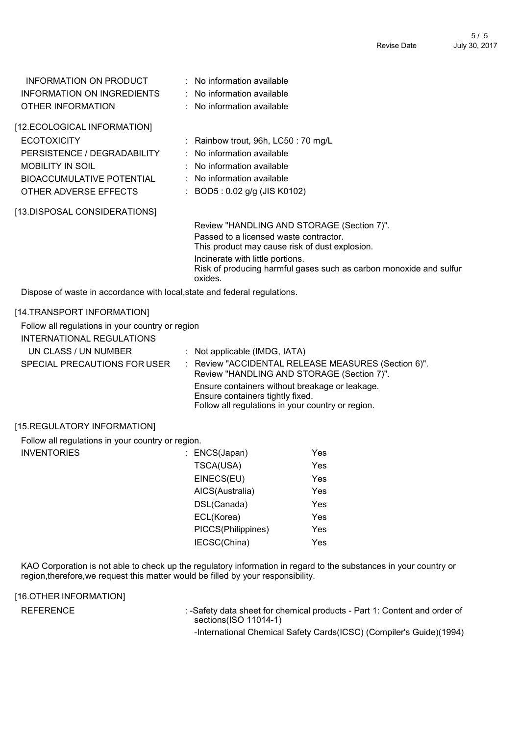INFORMATION ON PRODUCT : No information available
INFORMATION ON INGREDIENTS : No information available
OTHER INFORMATION : No information available

## [12.ECOLOGICAL INFORMATION]

ECOTOXICITY : Rainbow trout, 96h, LC50 : 70 mg/L
PERSISTENCE / DEGRADABILITY : No information available
MOBILITY IN SOIL : No information available
BIOACCUMULATIVE POTENTIAL : No information available
OTHER ADVERSE EFFECTS : BOD5 : 0.02 g/g (JIS K0102)

## [13.DISPOSAL CONSIDERATIONS]

Review "HANDLING AND STORAGE (Section 7)".
Passed to a licensed waste contractor.
This product may cause risk of dust explosion.
Incinerate with little portions.
Risk of producing harmful gases such as carbon monoxide and sulfur oxides.

Dispose of waste in accordance with local,state and federal regulations.

## [14.TRANSPORT INFORMATION]

Follow all regulations in your country or region

INTERNATIONAL REGULATIONS

UN CLASS / UN NUMBER : Not applicable (IMDG, IATA)
SPECIAL PRECAUTIONS FOR USER : Review "ACCIDENTAL RELEASE MEASURES (Section 6)".
Review "HANDLING AND STORAGE (Section 7)".
Ensure containers without breakage or leakage.
Ensure containers tightly fixed.
Follow all regulations in your country or region.

## [15.REGULATORY INFORMATION]

Follow all regulations in your country or region.

| | | |
|---|---|---|
| INVENTORIES | ENCS(Japan) | Yes |
| | TSCA(USA) | Yes |
| | EINECS(EU) | Yes |
| | AICS(Australia) | Yes |
| | DSL(Canada) | Yes |
| | ECL(Korea) | Yes |
| | PICCS(Philippines) | Yes |
| | IECSC(China) | Yes |

KAO Corporation is not able to check up the regulatory information in regard to the substances in your country or region,therefore,we request this matter would be filled by your responsibility.

## [16.OTHER INFORMATION]

REFERENCE : -Safety data sheet for chemical products - Part 1: Content and order of sections(ISO 11014-1)
-International Chemical Safety Cards(ICSC) (Compiler's Guide)(1994)